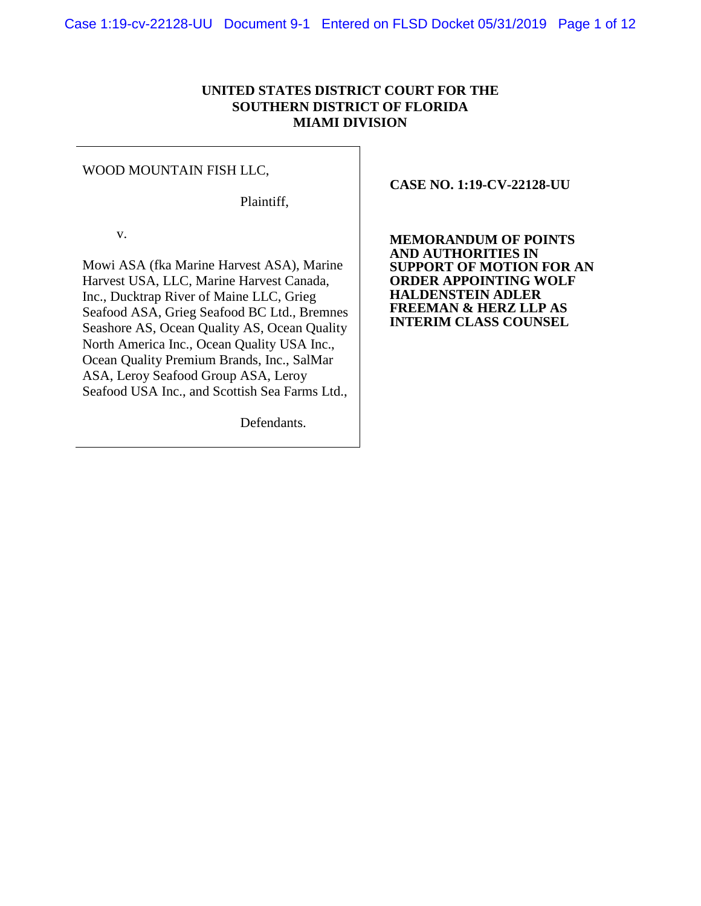**UNITED STATES DISTRICT COURT FOR THE**
**SOUTHERN DISTRICT OF FLORIDA**
**MIAMI DIVISION**

WOOD MOUNTAIN FISH LLC,

Plaintiff,

v.

Mowi ASA (fka Marine Harvest ASA), Marine Harvest USA, LLC, Marine Harvest Canada, Inc., Ducktrap River of Maine LLC, Grieg Seafood ASA, Grieg Seafood BC Ltd., Bremnes Seashore AS, Ocean Quality AS, Ocean Quality North America Inc., Ocean Quality USA Inc., Ocean Quality Premium Brands, Inc., SalMar ASA, Leroy Seafood Group ASA, Leroy Seafood USA Inc., and Scottish Sea Farms Ltd.,

Defendants.

**CASE NO. 1:19-CV-22128-UU**

**MEMORANDUM OF POINTS AND AUTHORITIES IN SUPPORT OF MOTION FOR AN ORDER APPOINTING WOLF HALDENSTEIN ADLER FREEMAN & HERZ LLP AS INTERIM CLASS COUNSEL**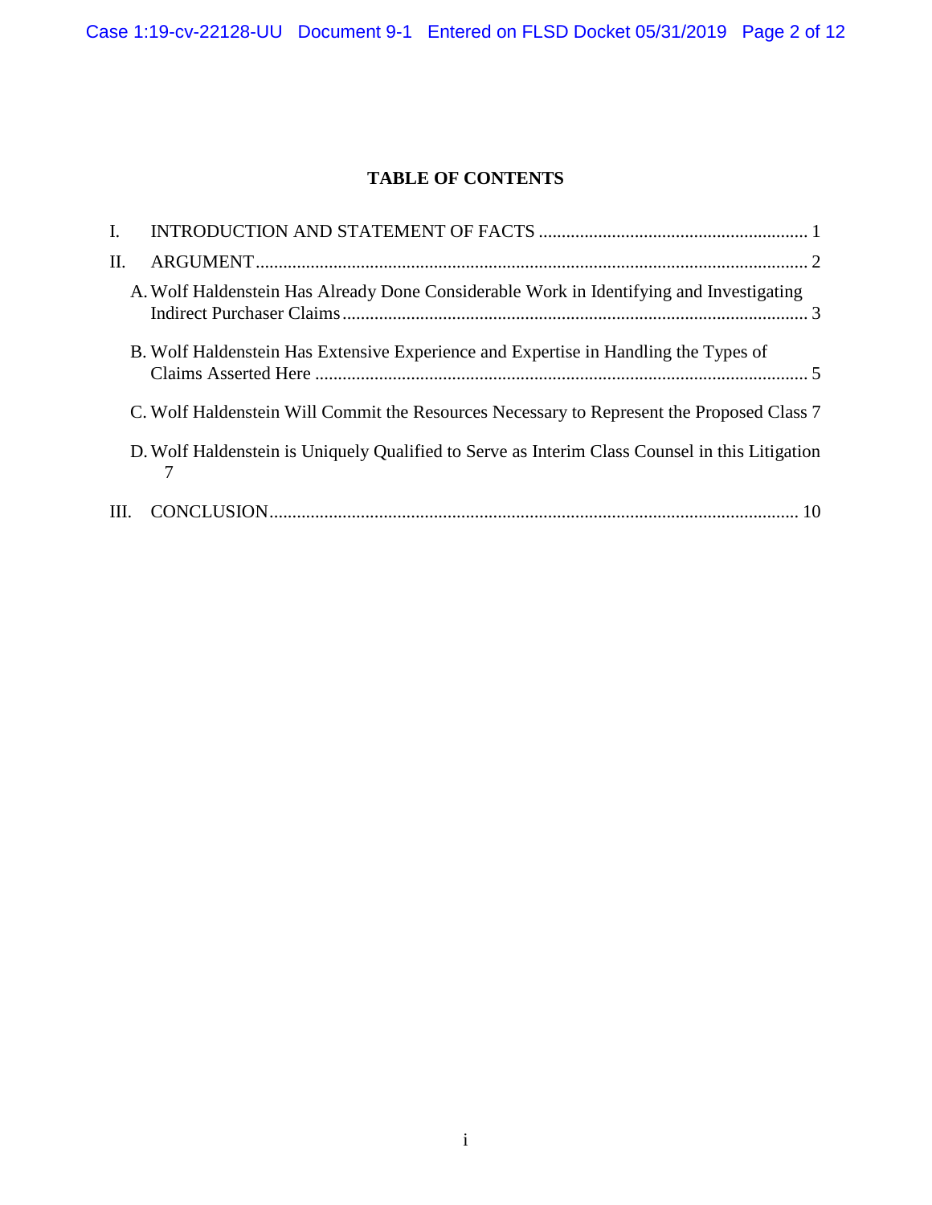# TABLE OF CONTENTS

I. INTRODUCTION AND STATEMENT OF FACTS ........................................................... 1

II. ARGUMENT ........................................................................................................................ 2

A. Wolf Haldenstein Has Already Done Considerable Work in Identifying and Investigating Indirect Purchaser Claims ..................................................................................................... 3

B. Wolf Haldenstein Has Extensive Experience and Expertise in Handling the Types of Claims Asserted Here ............................................................................................................ 5

C. Wolf Haldenstein Will Commit the Resources Necessary to Represent the Proposed Class 7

D. Wolf Haldenstein is Uniquely Qualified to Serve as Interim Class Counsel in this Litigation 7

III. CONCLUSION ................................................................................................................... 10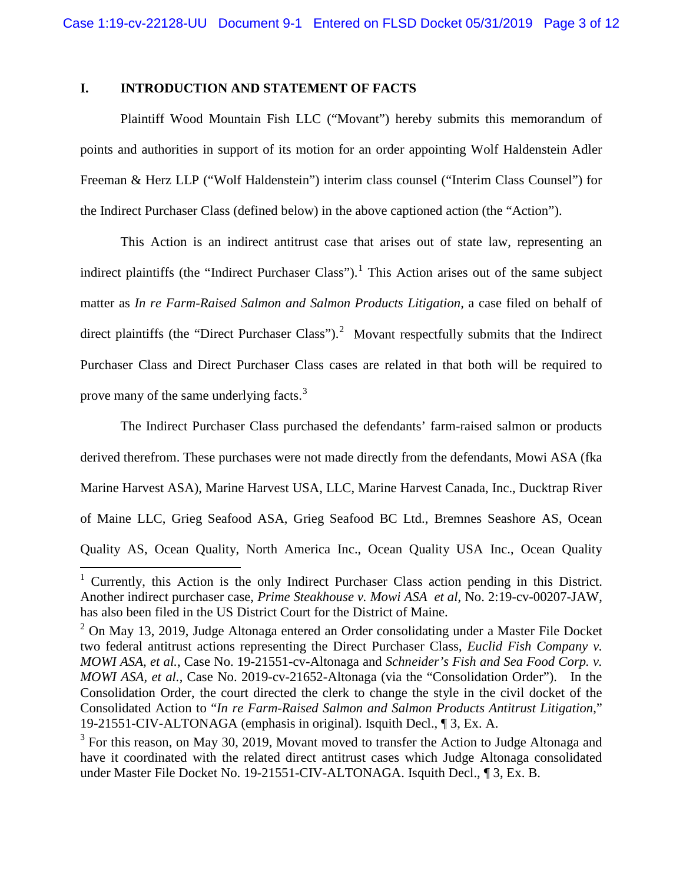## I. INTRODUCTION AND STATEMENT OF FACTS

Plaintiff Wood Mountain Fish LLC ("Movant") hereby submits this memorandum of points and authorities in support of its motion for an order appointing Wolf Haldenstein Adler Freeman & Herz LLP ("Wolf Haldenstein") interim class counsel ("Interim Class Counsel") for the Indirect Purchaser Class (defined below) in the above captioned action (the "Action").

This Action is an indirect antitrust case that arises out of state law, representing an indirect plaintiffs (the "Indirect Purchaser Class").[1] This Action arises out of the same subject matter as *In re Farm-Raised Salmon and Salmon Products Litigation*, a case filed on behalf of direct plaintiffs (the "Direct Purchaser Class").[2] Movant respectfully submits that the Indirect Purchaser Class and Direct Purchaser Class cases are related in that both will be required to prove many of the same underlying facts.[3]

The Indirect Purchaser Class purchased the defendants' farm-raised salmon or products derived therefrom. These purchases were not made directly from the defendants, Mowi ASA (fka Marine Harvest ASA), Marine Harvest USA, LLC, Marine Harvest Canada, Inc., Ducktrap River of Maine LLC, Grieg Seafood ASA, Grieg Seafood BC Ltd., Bremnes Seashore AS, Ocean Quality AS, Ocean Quality, North America Inc., Ocean Quality USA Inc., Ocean Quality

---

[1] Currently, this Action is the only Indirect Purchaser Class action pending in this District. Another indirect purchaser case, *Prime Steakhouse v. Mowi ASA et al*, No. 2:19-cv-00207-JAW, has also been filed in the US District Court for the District of Maine.

[2] On May 13, 2019, Judge Altonaga entered an Order consolidating under a Master File Docket two federal antitrust actions representing the Direct Purchaser Class, *Euclid Fish Company v. MOWI ASA, et al.*, Case No. 19-21551-cv-Altonaga and *Schneider's Fish and Sea Food Corp. v. MOWI ASA, et al.*, Case No. 2019-cv-21652-Altonaga (via the "Consolidation Order"). In the Consolidation Order, the court directed the clerk to change the style in the civil docket of the Consolidated Action to "*In re Farm-Raised Salmon and Salmon Products Antitrust Litigation*," 19-21551-CIV-ALTONAGA (emphasis in original). Isquith Decl., ¶ 3, Ex. A.

[3] For this reason, on May 30, 2019, Movant moved to transfer the Action to Judge Altonaga and have it coordinated with the related direct antitrust cases which Judge Altonaga consolidated under Master File Docket No. 19-21551-CIV-ALTONAGA. Isquith Decl., ¶ 3, Ex. B.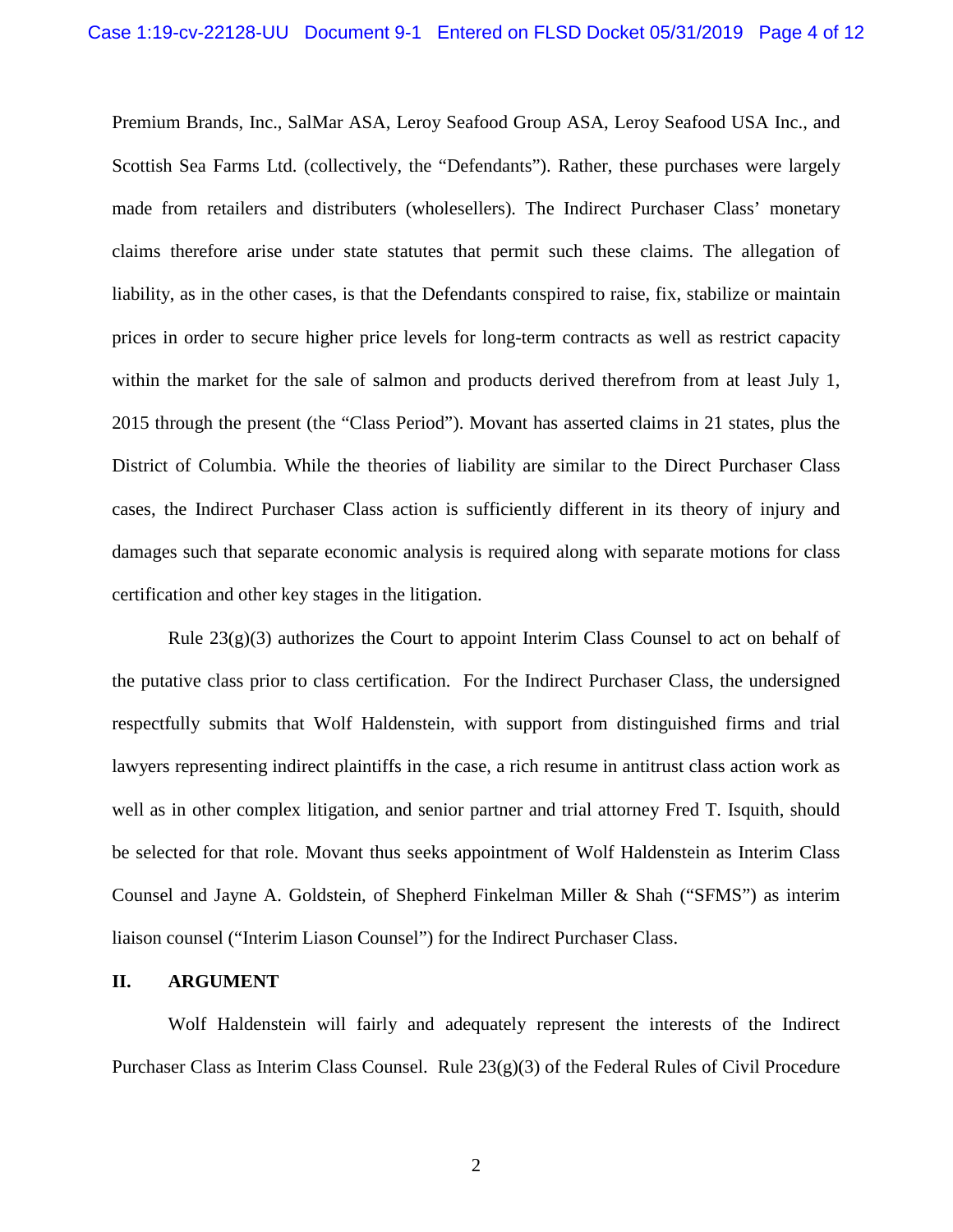Premium Brands, Inc., SalMar ASA, Leroy Seafood Group ASA, Leroy Seafood USA Inc., and Scottish Sea Farms Ltd. (collectively, the "Defendants"). Rather, these purchases were largely made from retailers and distributers (wholesellers). The Indirect Purchaser Class' monetary claims therefore arise under state statutes that permit such these claims. The allegation of liability, as in the other cases, is that the Defendants conspired to raise, fix, stabilize or maintain prices in order to secure higher price levels for long-term contracts as well as restrict capacity within the market for the sale of salmon and products derived therefrom from at least July 1, 2015 through the present (the "Class Period"). Movant has asserted claims in 21 states, plus the District of Columbia. While the theories of liability are similar to the Direct Purchaser Class cases, the Indirect Purchaser Class action is sufficiently different in its theory of injury and damages such that separate economic analysis is required along with separate motions for class certification and other key stages in the litigation.

Rule 23(g)(3) authorizes the Court to appoint Interim Class Counsel to act on behalf of the putative class prior to class certification. For the Indirect Purchaser Class, the undersigned respectfully submits that Wolf Haldenstein, with support from distinguished firms and trial lawyers representing indirect plaintiffs in the case, a rich resume in antitrust class action work as well as in other complex litigation, and senior partner and trial attorney Fred T. Isquith, should be selected for that role. Movant thus seeks appointment of Wolf Haldenstein as Interim Class Counsel and Jayne A. Goldstein, of Shepherd Finkelman Miller & Shah ("SFMS") as interim liaison counsel ("Interim Liason Counsel") for the Indirect Purchaser Class.

## II. ARGUMENT

Wolf Haldenstein will fairly and adequately represent the interests of the Indirect Purchaser Class as Interim Class Counsel. Rule 23(g)(3) of the Federal Rules of Civil Procedure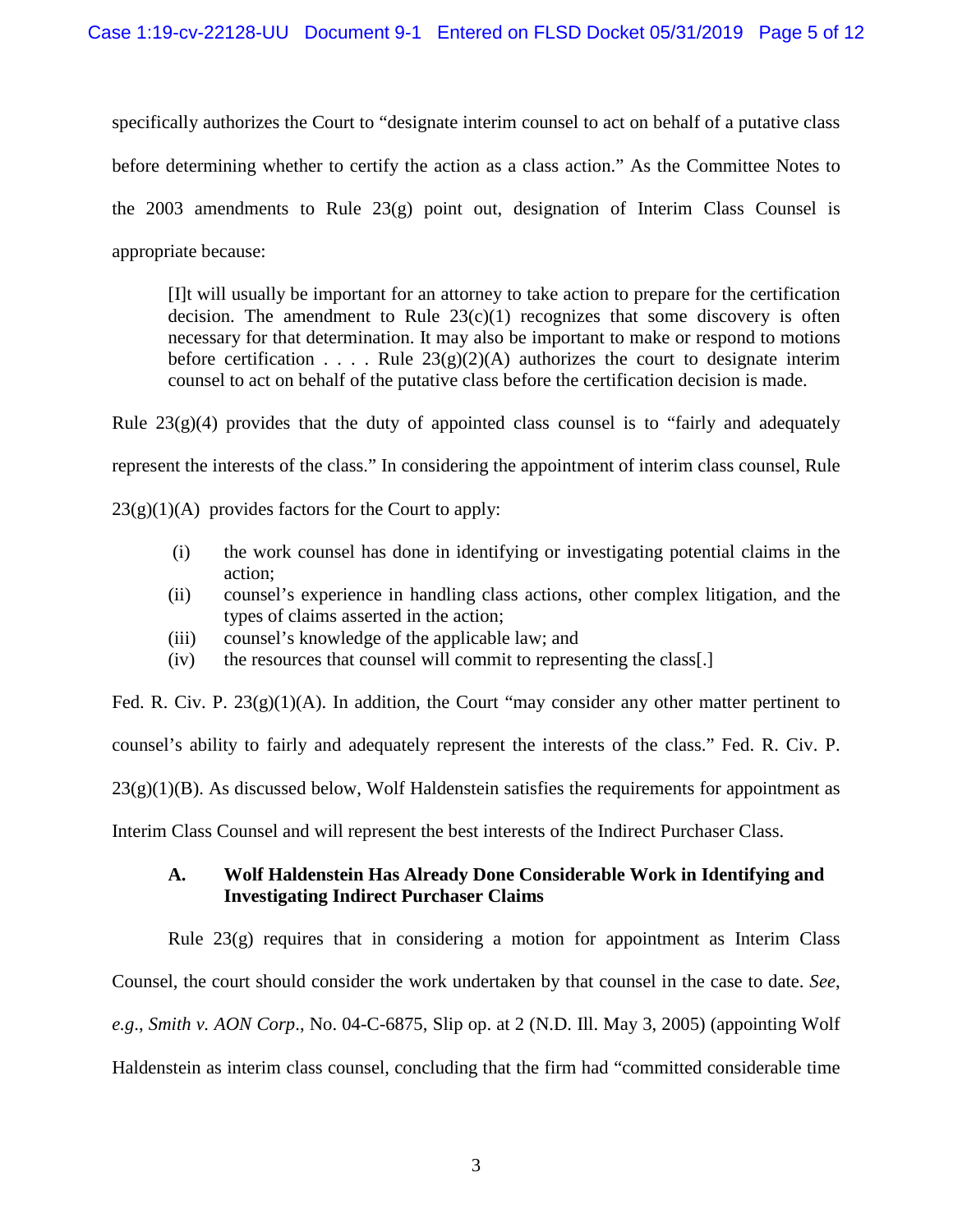specifically authorizes the Court to "designate interim counsel to act on behalf of a putative class before determining whether to certify the action as a class action." As the Committee Notes to the 2003 amendments to Rule 23(g) point out, designation of Interim Class Counsel is appropriate because:

> [I]t will usually be important for an attorney to take action to prepare for the certification decision. The amendment to Rule 23(c)(1) recognizes that some discovery is often necessary for that determination. It may also be important to make or respond to motions before certification . . . . Rule 23(g)(2)(A) authorizes the court to designate interim counsel to act on behalf of the putative class before the certification decision is made.

Rule 23(g)(4) provides that the duty of appointed class counsel is to "fairly and adequately represent the interests of the class." In considering the appointment of interim class counsel, Rule 23(g)(1)(A) provides factors for the Court to apply:

> (i) the work counsel has done in identifying or investigating potential claims in the action;
> (ii) counsel's experience in handling class actions, other complex litigation, and the types of claims asserted in the action;
> (iii) counsel's knowledge of the applicable law; and
> (iv) the resources that counsel will commit to representing the class[.]

Fed. R. Civ. P. 23(g)(1)(A). In addition, the Court "may consider any other matter pertinent to counsel's ability to fairly and adequately represent the interests of the class." Fed. R. Civ. P. 23(g)(1)(B). As discussed below, Wolf Haldenstein satisfies the requirements for appointment as Interim Class Counsel and will represent the best interests of the Indirect Purchaser Class.

### A. Wolf Haldenstein Has Already Done Considerable Work in Identifying and Investigating Indirect Purchaser Claims

Rule 23(g) requires that in considering a motion for appointment as Interim Class Counsel, the court should consider the work undertaken by that counsel in the case to date. *See*, *e.g.*, *Smith v. AON Corp*., No. 04-C-6875, Slip op. at 2 (N.D. Ill. May 3, 2005) (appointing Wolf Haldenstein as interim class counsel, concluding that the firm had "committed considerable time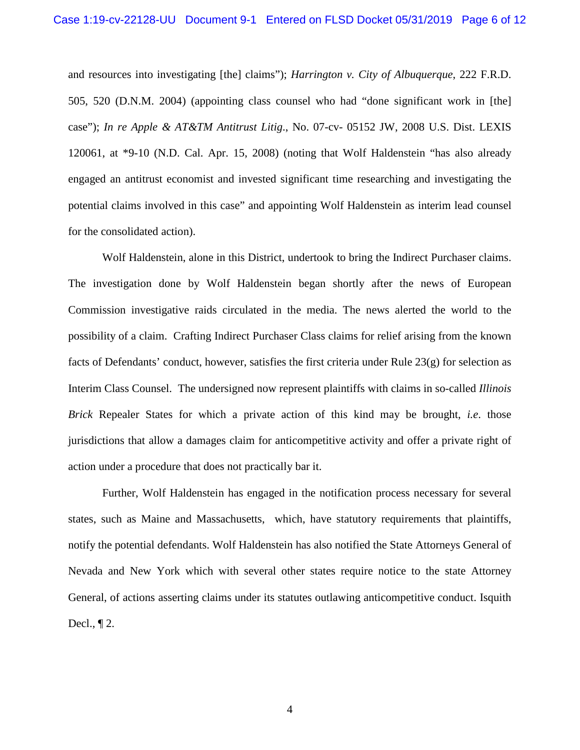and resources into investigating [the] claims"); *Harrington v. City of Albuquerque*, 222 F.R.D. 505, 520 (D.N.M. 2004) (appointing class counsel who had "done significant work in [the] case"); *In re Apple & AT&TM Antitrust Litig.*, No. 07-cv- 05152 JW, 2008 U.S. Dist. LEXIS 120061, at *9-10 (N.D. Cal. Apr. 15, 2008) (noting that Wolf Haldenstein "has also already engaged an antitrust economist and invested significant time researching and investigating the potential claims involved in this case" and appointing Wolf Haldenstein as interim lead counsel for the consolidated action).

Wolf Haldenstein, alone in this District, undertook to bring the Indirect Purchaser claims. The investigation done by Wolf Haldenstein began shortly after the news of European Commission investigative raids circulated in the media. The news alerted the world to the possibility of a claim. Crafting Indirect Purchaser Class claims for relief arising from the known facts of Defendants' conduct, however, satisfies the first criteria under Rule 23(g) for selection as Interim Class Counsel. The undersigned now represent plaintiffs with claims in so-called *Illinois Brick* Repealer States for which a private action of this kind may be brought, *i.e.* those jurisdictions that allow a damages claim for anticompetitive activity and offer a private right of action under a procedure that does not practically bar it.

Further, Wolf Haldenstein has engaged in the notification process necessary for several states, such as Maine and Massachusetts, which, have statutory requirements that plaintiffs, notify the potential defendants. Wolf Haldenstein has also notified the State Attorneys General of Nevada and New York which with several other states require notice to the state Attorney General, of actions asserting claims under its statutes outlawing anticompetitive conduct. Isquith Decl., ¶ 2.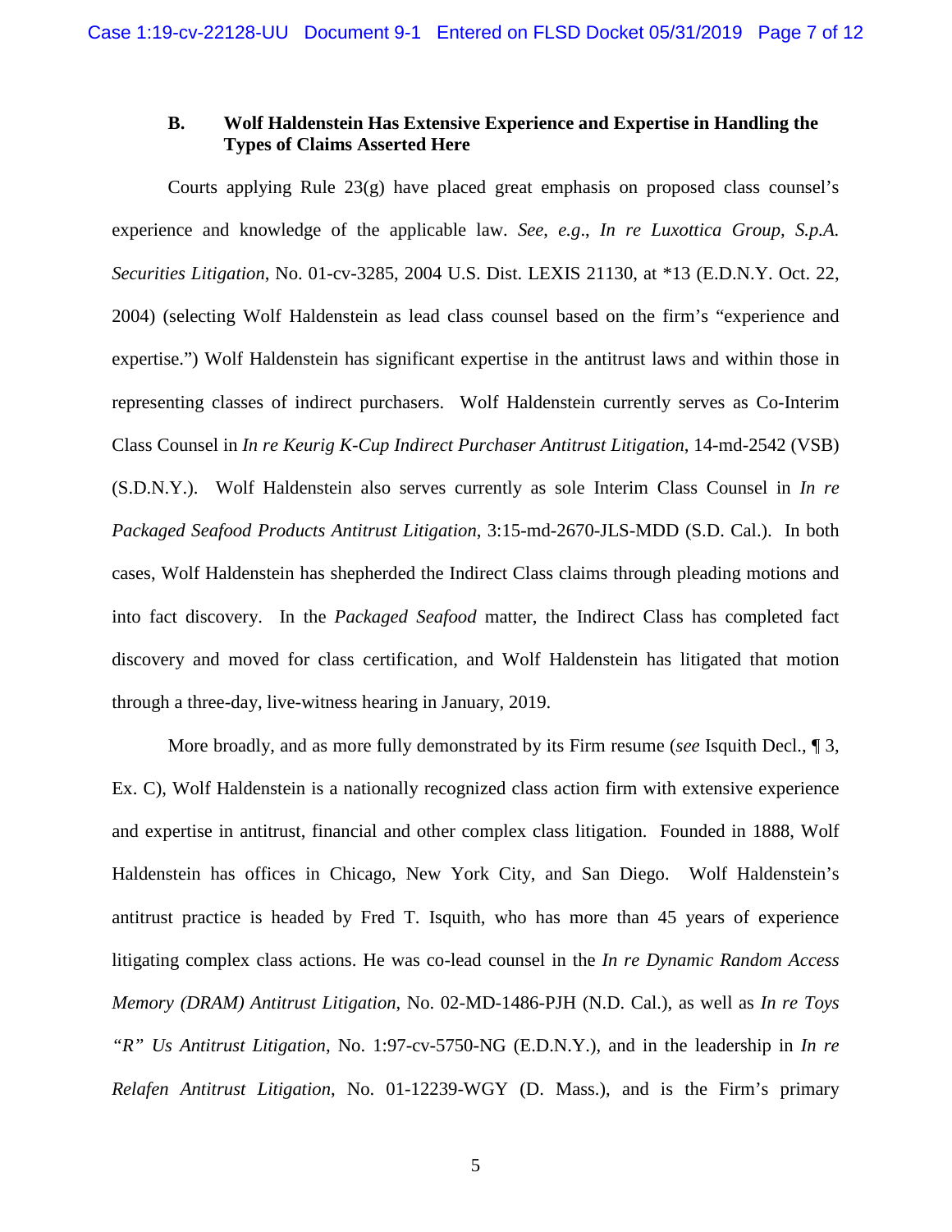### B. Wolf Haldenstein Has Extensive Experience and Expertise in Handling the Types of Claims Asserted Here

Courts applying Rule 23(g) have placed great emphasis on proposed class counsel's experience and knowledge of the applicable law. *See*, *e.g*., *In re Luxottica Group, S.p.A. Securities Litigation*, No. 01-cv-3285, 2004 U.S. Dist. LEXIS 21130, at *13 (E.D.N.Y. Oct. 22, 2004) (selecting Wolf Haldenstein as lead class counsel based on the firm's "experience and expertise.") Wolf Haldenstein has significant expertise in the antitrust laws and within those in representing classes of indirect purchasers. Wolf Haldenstein currently serves as Co-Interim Class Counsel in *In re Keurig K-Cup Indirect Purchaser Antitrust Litigation*, 14-md-2542 (VSB) (S.D.N.Y.). Wolf Haldenstein also serves currently as sole Interim Class Counsel in *In re Packaged Seafood Products Antitrust Litigation*, 3:15-md-2670-JLS-MDD (S.D. Cal.). In both cases, Wolf Haldenstein has shepherded the Indirect Class claims through pleading motions and into fact discovery. In the *Packaged Seafood* matter, the Indirect Class has completed fact discovery and moved for class certification, and Wolf Haldenstein has litigated that motion through a three-day, live-witness hearing in January, 2019.

More broadly, and as more fully demonstrated by its Firm resume (*see* Isquith Decl., ¶ 3, Ex. C), Wolf Haldenstein is a nationally recognized class action firm with extensive experience and expertise in antitrust, financial and other complex class litigation. Founded in 1888, Wolf Haldenstein has offices in Chicago, New York City, and San Diego. Wolf Haldenstein's antitrust practice is headed by Fred T. Isquith, who has more than 45 years of experience litigating complex class actions. He was co-lead counsel in the *In re Dynamic Random Access Memory (DRAM) Antitrust Litigation*, No. 02-MD-1486-PJH (N.D. Cal.), as well as *In re Toys "R" Us Antitrust Litigation*, No. 1:97-cv-5750-NG (E.D.N.Y.), and in the leadership in *In re Relafen Antitrust Litigation*, No. 01-12239-WGY (D. Mass.), and is the Firm's primary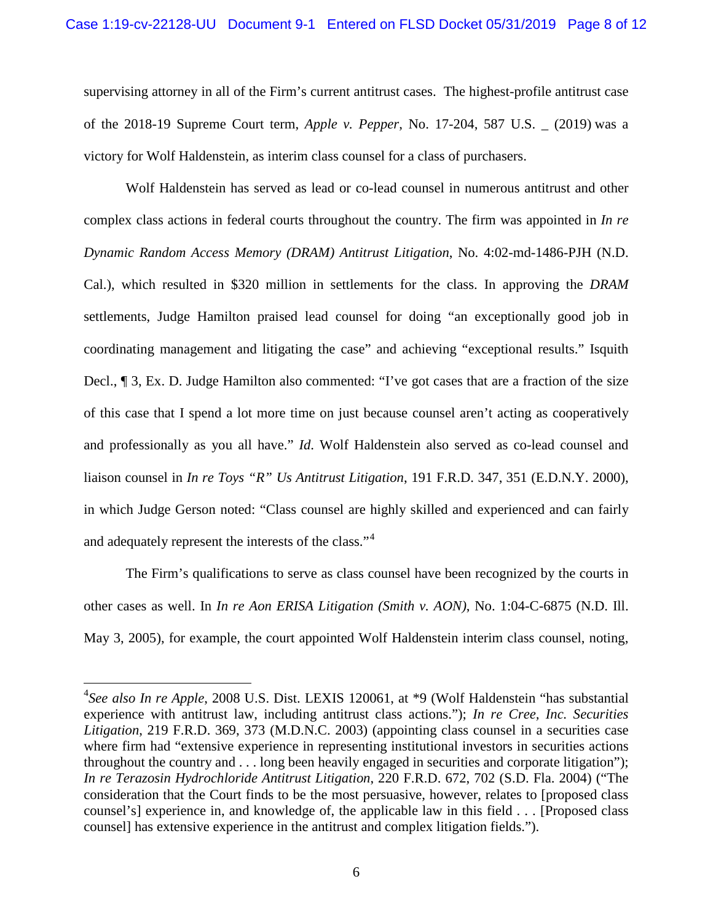supervising attorney in all of the Firm's current antitrust cases. The highest-profile antitrust case of the 2018-19 Supreme Court term, *Apple v. Pepper*, No. 17-204, 587 U.S. _ (2019) was a victory for Wolf Haldenstein, as interim class counsel for a class of purchasers.

Wolf Haldenstein has served as lead or co-lead counsel in numerous antitrust and other complex class actions in federal courts throughout the country. The firm was appointed in *In re Dynamic Random Access Memory (DRAM) Antitrust Litigation*, No. 4:02-md-1486-PJH (N.D. Cal.), which resulted in $320 million in settlements for the class. In approving the *DRAM* settlements, Judge Hamilton praised lead counsel for doing "an exceptionally good job in coordinating management and litigating the case" and achieving "exceptional results." Isquith Decl., ¶ 3, Ex. D. Judge Hamilton also commented: "I've got cases that are a fraction of the size of this case that I spend a lot more time on just because counsel aren't acting as cooperatively and professionally as you all have." *Id*. Wolf Haldenstein also served as co-lead counsel and liaison counsel in *In re Toys "R" Us Antitrust Litigation*, 191 F.R.D. 347, 351 (E.D.N.Y. 2000), in which Judge Gerson noted: "Class counsel are highly skilled and experienced and can fairly and adequately represent the interests of the class."[4]

The Firm's qualifications to serve as class counsel have been recognized by the courts in other cases as well. In *In re Aon ERISA Litigation (Smith v. AON)*, No. 1:04-C-6875 (N.D. Ill. May 3, 2005), for example, the court appointed Wolf Haldenstein interim class counsel, noting,

---

[4] *See also In re Apple*, 2008 U.S. Dist. LEXIS 120061, at *9 (Wolf Haldenstein "has substantial experience with antitrust law, including antitrust class actions."); *In re Cree, Inc. Securities Litigation*, 219 F.R.D. 369, 373 (M.D.N.C. 2003) (appointing class counsel in a securities case where firm had "extensive experience in representing institutional investors in securities actions throughout the country and . . . long been heavily engaged in securities and corporate litigation"); *In re Terazosin Hydrochloride Antitrust Litigation*, 220 F.R.D. 672, 702 (S.D. Fla. 2004) ("The consideration that the Court finds to be the most persuasive, however, relates to [proposed class counsel's] experience in, and knowledge of, the applicable law in this field . . . [Proposed class counsel] has extensive experience in the antitrust and complex litigation fields.").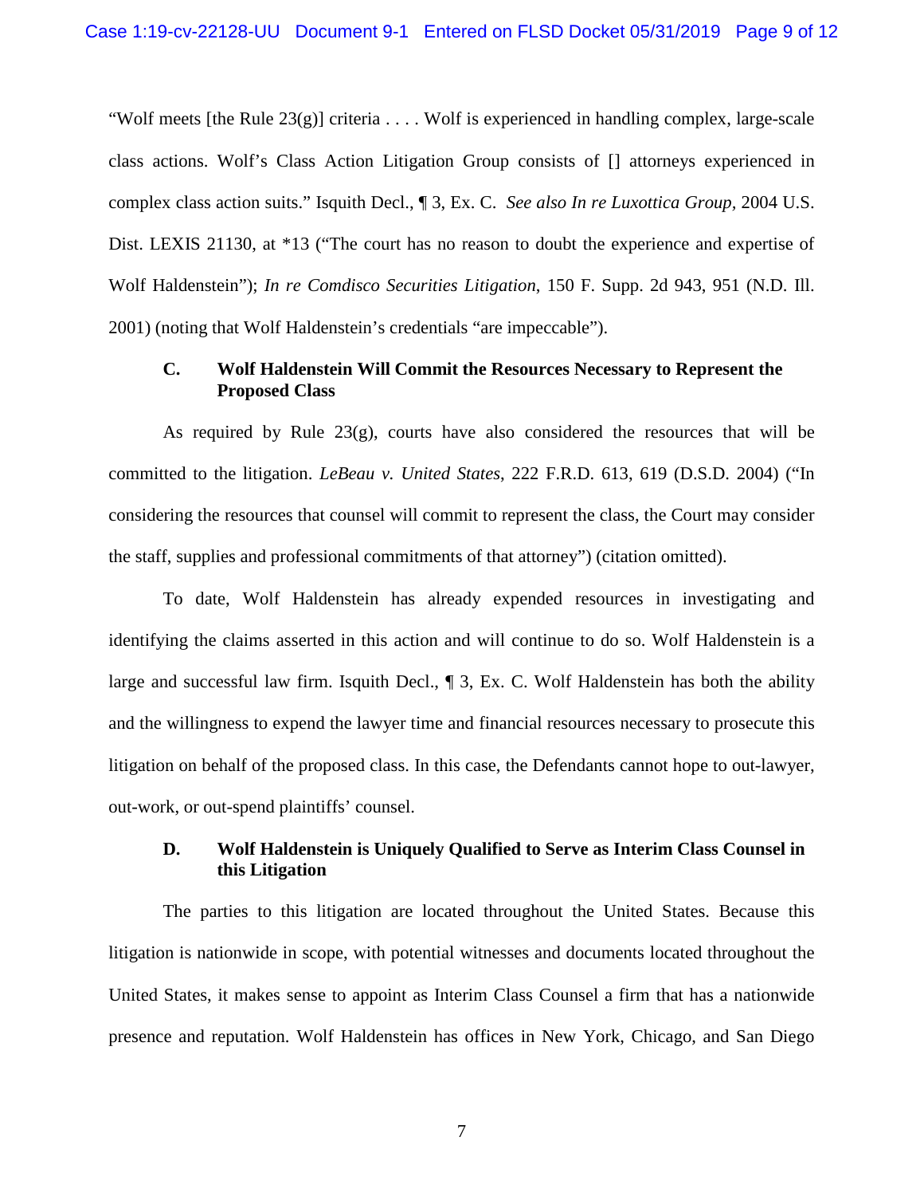"Wolf meets [the Rule 23(g)] criteria . . . . Wolf is experienced in handling complex, large-scale class actions. Wolf's Class Action Litigation Group consists of [] attorneys experienced in complex class action suits." Isquith Decl., ¶ 3, Ex. C. *See also In re Luxottica Group*, 2004 U.S. Dist. LEXIS 21130, at *13 ("The court has no reason to doubt the experience and expertise of Wolf Haldenstein"); *In re Comdisco Securities Litigation*, 150 F. Supp. 2d 943, 951 (N.D. Ill. 2001) (noting that Wolf Haldenstein's credentials "are impeccable").

### C. Wolf Haldenstein Will Commit the Resources Necessary to Represent the Proposed Class

As required by Rule 23(g), courts have also considered the resources that will be committed to the litigation. *LeBeau v. United States*, 222 F.R.D. 613, 619 (D.S.D. 2004) ("In considering the resources that counsel will commit to represent the class, the Court may consider the staff, supplies and professional commitments of that attorney") (citation omitted).

To date, Wolf Haldenstein has already expended resources in investigating and identifying the claims asserted in this action and will continue to do so. Wolf Haldenstein is a large and successful law firm. Isquith Decl., ¶ 3, Ex. C. Wolf Haldenstein has both the ability and the willingness to expend the lawyer time and financial resources necessary to prosecute this litigation on behalf of the proposed class. In this case, the Defendants cannot hope to out-lawyer, out-work, or out-spend plaintiffs' counsel.

### D. Wolf Haldenstein is Uniquely Qualified to Serve as Interim Class Counsel in this Litigation

The parties to this litigation are located throughout the United States. Because this litigation is nationwide in scope, with potential witnesses and documents located throughout the United States, it makes sense to appoint as Interim Class Counsel a firm that has a nationwide presence and reputation. Wolf Haldenstein has offices in New York, Chicago, and San Diego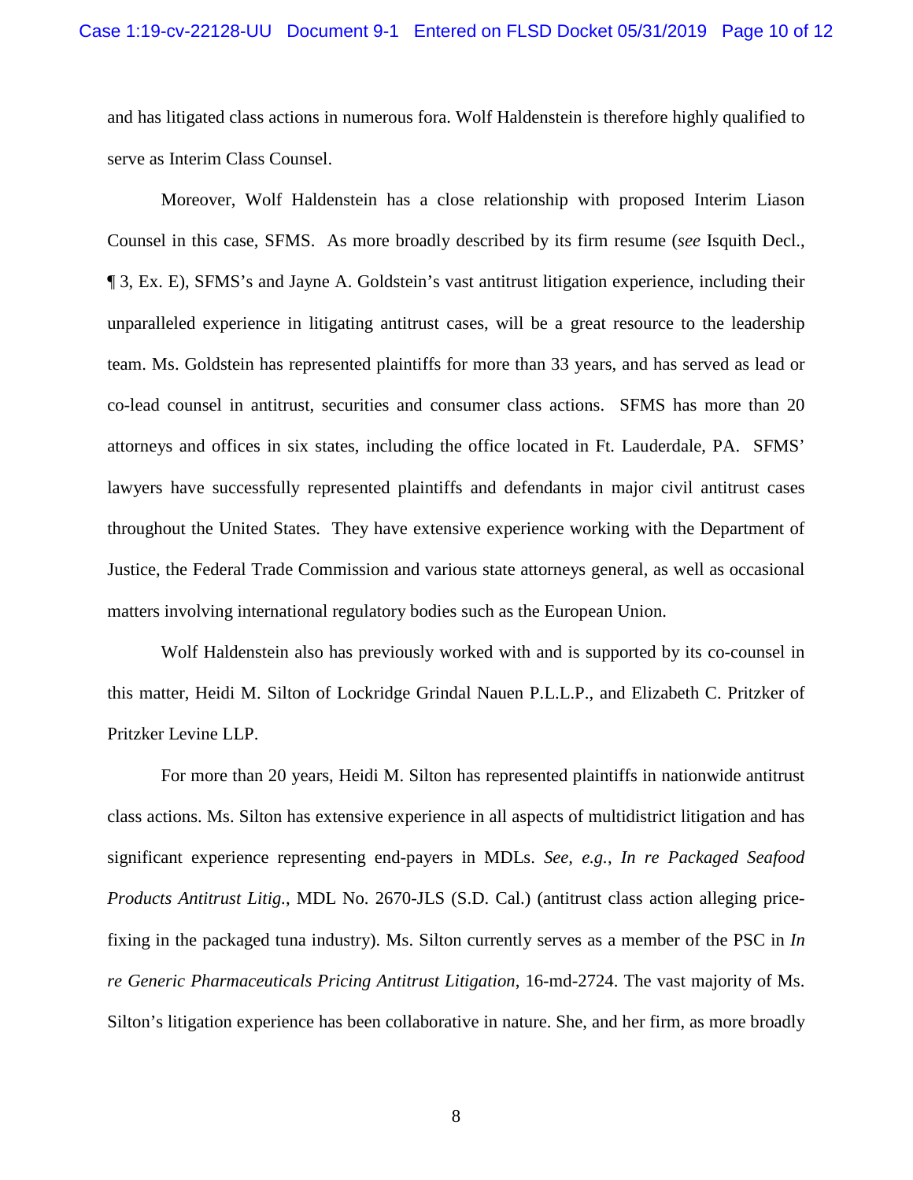and has litigated class actions in numerous fora. Wolf Haldenstein is therefore highly qualified to serve as Interim Class Counsel.

Moreover, Wolf Haldenstein has a close relationship with proposed Interim Liason Counsel in this case, SFMS. As more broadly described by its firm resume (*see* Isquith Decl., ¶ 3, Ex. E), SFMS's and Jayne A. Goldstein's vast antitrust litigation experience, including their unparalleled experience in litigating antitrust cases, will be a great resource to the leadership team. Ms. Goldstein has represented plaintiffs for more than 33 years, and has served as lead or co-lead counsel in antitrust, securities and consumer class actions. SFMS has more than 20 attorneys and offices in six states, including the office located in Ft. Lauderdale, PA. SFMS' lawyers have successfully represented plaintiffs and defendants in major civil antitrust cases throughout the United States. They have extensive experience working with the Department of Justice, the Federal Trade Commission and various state attorneys general, as well as occasional matters involving international regulatory bodies such as the European Union.

Wolf Haldenstein also has previously worked with and is supported by its co-counsel in this matter, Heidi M. Silton of Lockridge Grindal Nauen P.L.L.P., and Elizabeth C. Pritzker of Pritzker Levine LLP.

For more than 20 years, Heidi M. Silton has represented plaintiffs in nationwide antitrust class actions. Ms. Silton has extensive experience in all aspects of multidistrict litigation and has significant experience representing end-payers in MDLs. *See, e.g.*, *In re Packaged Seafood Products Antitrust Litig.*, MDL No. 2670-JLS (S.D. Cal.) (antitrust class action alleging price-fixing in the packaged tuna industry). Ms. Silton currently serves as a member of the PSC in *In re Generic Pharmaceuticals Pricing Antitrust Litigation*, 16-md-2724. The vast majority of Ms. Silton's litigation experience has been collaborative in nature. She, and her firm, as more broadly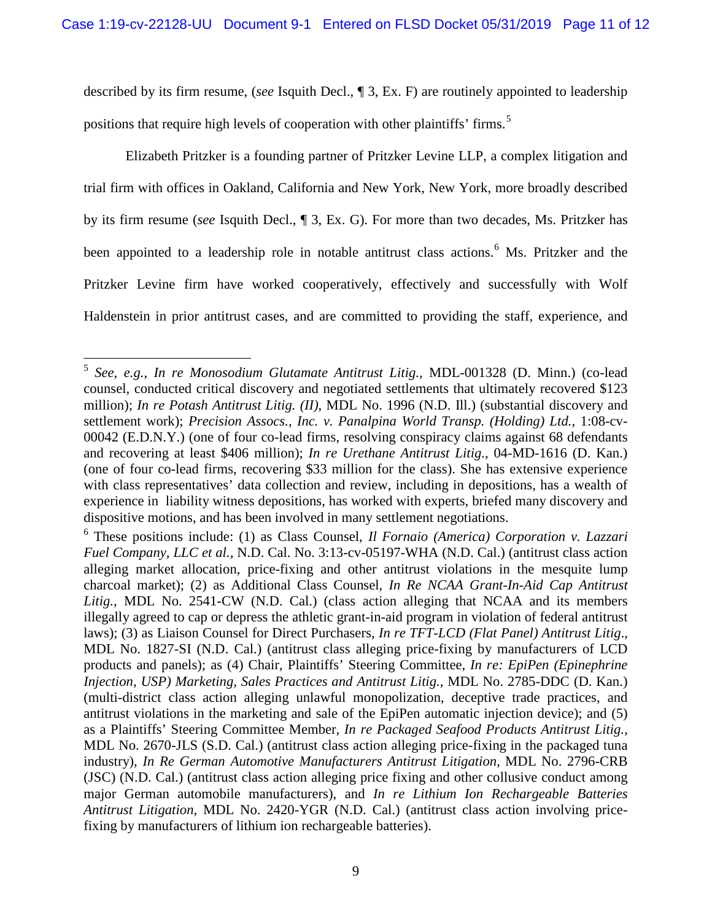described by its firm resume, (*see* Isquith Decl., ¶ 3, Ex. F) are routinely appointed to leadership positions that require high levels of cooperation with other plaintiffs' firms.[5]

Elizabeth Pritzker is a founding partner of Pritzker Levine LLP, a complex litigation and trial firm with offices in Oakland, California and New York, New York, more broadly described by its firm resume (*see* Isquith Decl., ¶ 3, Ex. G). For more than two decades, Ms. Pritzker has been appointed to a leadership role in notable antitrust class actions.[6] Ms. Pritzker and the Pritzker Levine firm have worked cooperatively, effectively and successfully with Wolf Haldenstein in prior antitrust cases, and are committed to providing the staff, experience, and

---

[5] *See, e.g.*, *In re Monosodium Glutamate Antitrust Litig.*, MDL-001328 (D. Minn.) (co-lead counsel, conducted critical discovery and negotiated settlements that ultimately recovered $123 million); *In re Potash Antitrust Litig. (II)*, MDL No. 1996 (N.D. Ill.) (substantial discovery and settlement work); *Precision Assocs., Inc. v. Panalpina World Transp. (Holding) Ltd.*, 1:08-cv-00042 (E.D.N.Y.) (one of four co-lead firms, resolving conspiracy claims against 68 defendants and recovering at least $406 million); *In re Urethane Antitrust Litig.*, 04-MD-1616 (D. Kan.) (one of four co-lead firms, recovering $33 million for the class). She has extensive experience with class representatives' data collection and review, including in depositions, has a wealth of experience in liability witness depositions, has worked with experts, briefed many discovery and dispositive motions, and has been involved in many settlement negotiations.

[6] These positions include: (1) as Class Counsel, *Il Fornaio (America) Corporation v. Lazzari Fuel Company, LLC et al.*, N.D. Cal. No. 3:13-cv-05197-WHA (N.D. Cal.) (antitrust class action alleging market allocation, price-fixing and other antitrust violations in the mesquite lump charcoal market); (2) as Additional Class Counsel, *In Re NCAA Grant-In-Aid Cap Antitrust Litig.*, MDL No. 2541-CW (N.D. Cal.) (class action alleging that NCAA and its members illegally agreed to cap or depress the athletic grant-in-aid program in violation of federal antitrust laws); (3) as Liaison Counsel for Direct Purchasers, *In re TFT-LCD (Flat Panel) Antitrust Litig*., MDL No. 1827-SI (N.D. Cal.) (antitrust class alleging price-fixing by manufacturers of LCD products and panels); as (4) Chair, Plaintiffs' Steering Committee, *In re: EpiPen (Epinephrine Injection, USP) Marketing, Sales Practices and Antitrust Litig.*, MDL No. 2785-DDC (D. Kan.) (multi-district class action alleging unlawful monopolization, deceptive trade practices, and antitrust violations in the marketing and sale of the EpiPen automatic injection device); and (5) as a Plaintiffs' Steering Committee Member, *In re Packaged Seafood Products Antitrust Litig.*, MDL No. 2670-JLS (S.D. Cal.) (antitrust class action alleging price-fixing in the packaged tuna industry), *In Re German Automotive Manufacturers Antitrust Litigation*, MDL No. 2796-CRB (JSC) (N.D. Cal.) (antitrust class action alleging price fixing and other collusive conduct among major German automobile manufacturers), and *In re Lithium Ion Rechargeable Batteries Antitrust Litigation*, MDL No. 2420-YGR (N.D. Cal.) (antitrust class action involving price-fixing by manufacturers of lithium ion rechargeable batteries).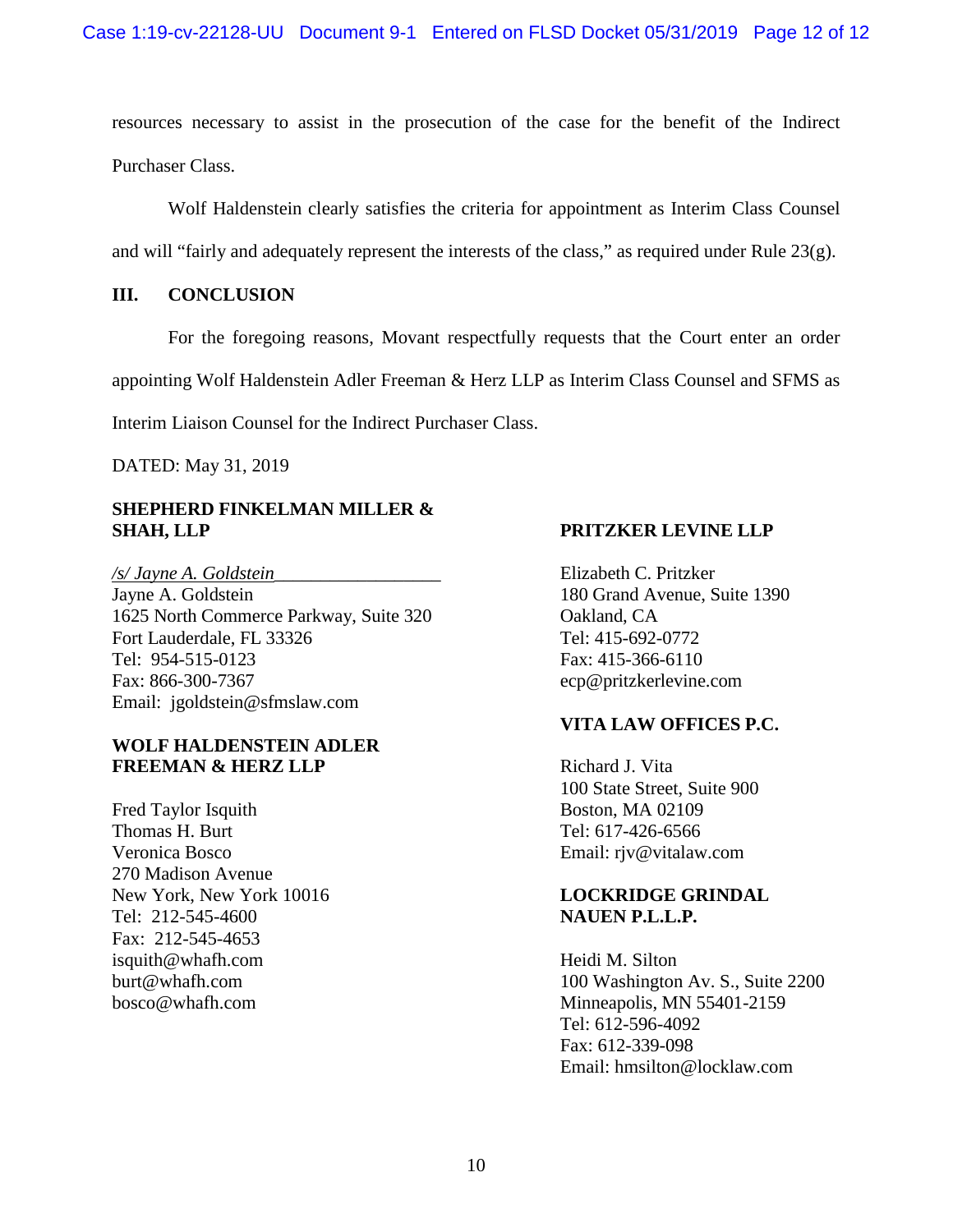resources necessary to assist in the prosecution of the case for the benefit of the Indirect Purchaser Class.

Wolf Haldenstein clearly satisfies the criteria for appointment as Interim Class Counsel and will "fairly and adequately represent the interests of the class," as required under Rule 23(g).

## III. CONCLUSION

For the foregoing reasons, Movant respectfully requests that the Court enter an order appointing Wolf Haldenstein Adler Freeman & Herz LLP as Interim Class Counsel and SFMS as Interim Liaison Counsel for the Indirect Purchaser Class.

DATED: May 31, 2019

**SHEPHERD FINKELMAN MILLER & SHAH, LLP**

*/s/ Jayne A. Goldstein*
Jayne A. Goldstein
1625 North Commerce Parkway, Suite 320
Fort Lauderdale, FL 33326
Tel: 954-515-0123
Fax: 866-300-7367
Email: jgoldstein@sfmslaw.com

**WOLF HALDENSTEIN ADLER FREEMAN & HERZ LLP**

Fred Taylor Isquith
Thomas H. Burt
Veronica Bosco
270 Madison Avenue
New York, New York 10016
Tel: 212-545-4600
Fax: 212-545-4653
isquith@whafh.com
burt@whafh.com
bosco@whafh.com

**PRITZKER LEVINE LLP**

Elizabeth C. Pritzker
180 Grand Avenue, Suite 1390
Oakland, CA
Tel: 415-692-0772
Fax: 415-366-6110
ecp@pritzkerlevine.com

**VITA LAW OFFICES P.C.**

Richard J. Vita
100 State Street, Suite 900
Boston, MA 02109
Tel: 617-426-6566
Email: rjv@vitalaw.com

**LOCKRIDGE GRINDAL NAUEN P.L.L.P.**

Heidi M. Silton
100 Washington Av. S., Suite 2200
Minneapolis, MN 55401-2159
Tel: 612-596-4092
Fax: 612-339-098
Email: hmsilton@locklaw.com